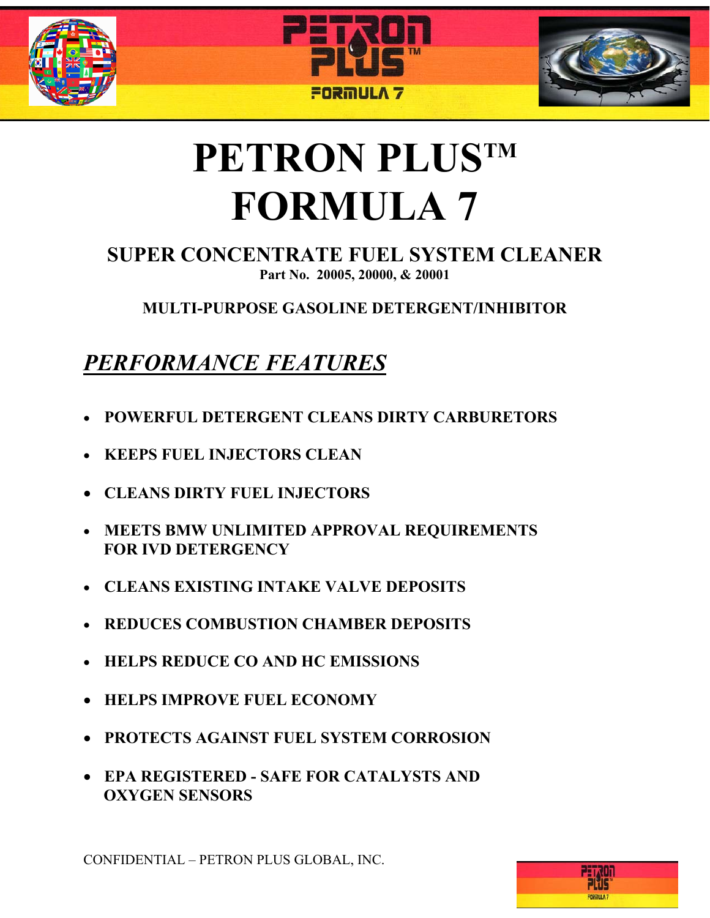# PETRON PLUS™ FORMULA 7

## SUPER CONCENTRATE FUEL SYSTEM CLEANER

**Part No. 20005, 20000, & 20001**

**MULTI-PURPOSE GASOLINE DETERGENT/INHIBITOR**

## ***PERFORMANCE FEATURES***

- **POWERFUL DETERGENT CLEANS DIRTY CARBURETORS**
- **KEEPS FUEL INJECTORS CLEAN**
- **CLEANS DIRTY FUEL INJECTORS**
- **MEETS BMW UNLIMITED APPROVAL REQUIREMENTS FOR IVD DETERGENCY**
- **CLEANS EXISTING INTAKE VALVE DEPOSITS**
- **REDUCES COMBUSTION CHAMBER DEPOSITS**
- **HELPS REDUCE CO AND HC EMISSIONS**
- **HELPS IMPROVE FUEL ECONOMY**
- **PROTECTS AGAINST FUEL SYSTEM CORROSION**
- **EPA REGISTERED - SAFE FOR CATALYSTS AND OXYGEN SENSORS**

CONFIDENTIAL – PETRON PLUS GLOBAL, INC.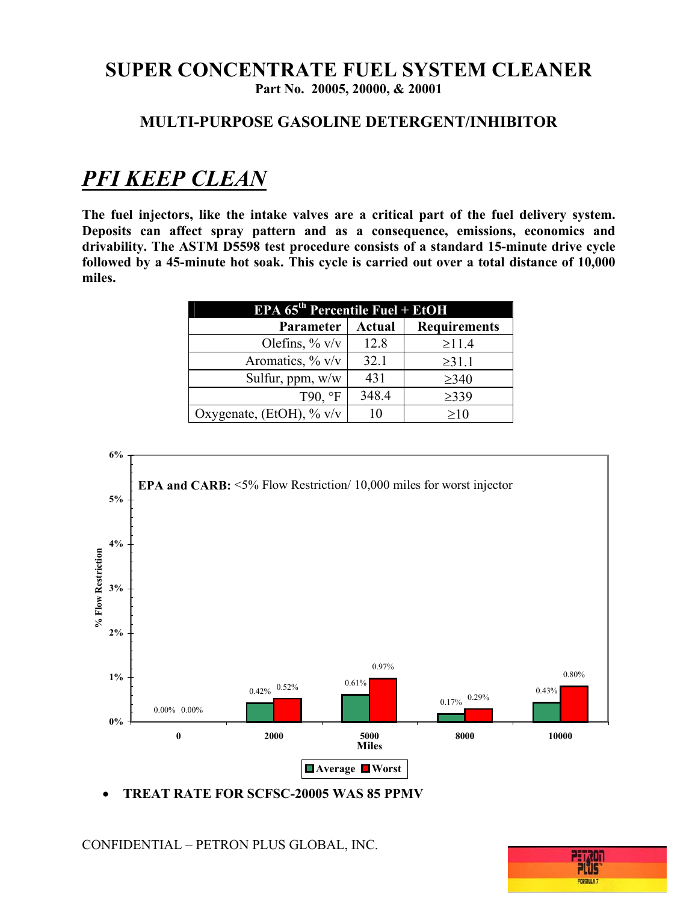# SUPER CONCENTRATE FUEL SYSTEM CLEANER

**Part No. 20005, 20000, & 20001**

## MULTI-PURPOSE GASOLINE DETERGENT/INHIBITOR

## *PFI KEEP CLEAN*

**The fuel injectors, like the intake valves are a critical part of the fuel delivery system. Deposits can affect spray pattern and as a consequence, emissions, economics and drivability. The ASTM D5598 test procedure consists of a standard 15-minute drive cycle followed by a 45-minute hot soak. This cycle is carried out over a total distance of 10,000 miles.**

| EPA 65th Percentile Fuel + EtOH | | |
|---|---|---|
| **Parameter** | **Actual** | **Requirements** |
| Olefins, % v/v | 12.8 | ≥11.4 |
| Aromatics, % v/v | 32.1 | ≥31.1 |
| Sulfur, ppm, w/w | 431 | ≥340 |
| T90, °F | 348.4 | ≥339 |
| Oxygenate, (EtOH), % v/v | 10 | ≥10 |

**EPA and CARB:** <5% Flow Restriction/ 10,000 miles for worst injector

| Miles | Average (% Flow Restriction) | Worst (% Flow Restriction) |
|---|---|---|
| 0 | 0.00% | 0.00% |
| 2000 | 0.42% | 0.52% |
| 5000 | 0.61% | 0.97% |
| 8000 | 0.17% | 0.29% |
| 10000 | 0.43% | 0.80% |

- **TREAT RATE FOR SCFSC-20005 WAS 85 PPMV**

CONFIDENTIAL – PETRON PLUS GLOBAL, INC.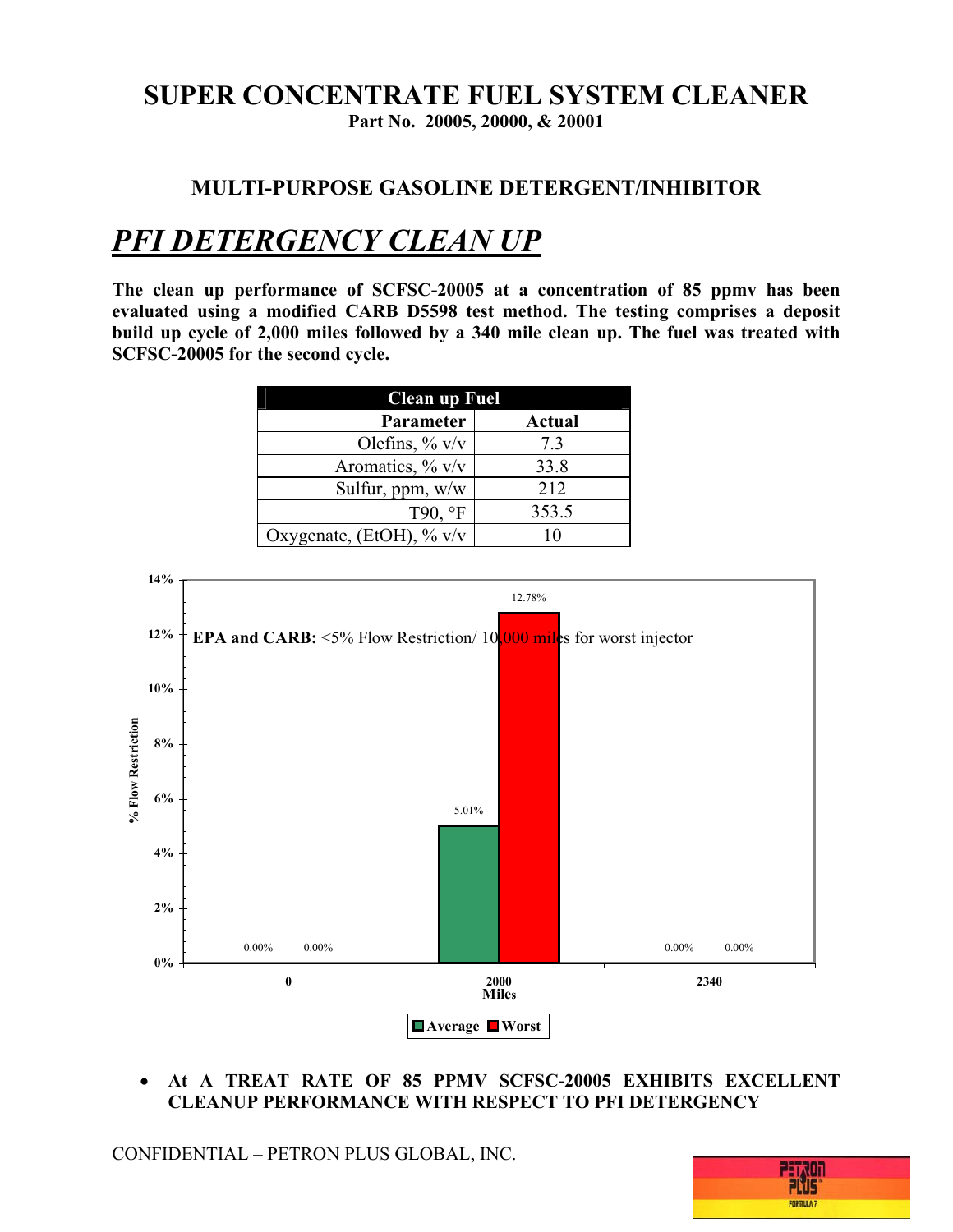# SUPER CONCENTRATE FUEL SYSTEM CLEANER

**Part No. 20005, 20000, & 20001**

## MULTI-PURPOSE GASOLINE DETERGENT/INHIBITOR

# ***PFI DETERGENCY CLEAN UP***

**The clean up performance of SCFSC-20005 at a concentration of 85 ppmv has been evaluated using a modified CARB D5598 test method. The testing comprises a deposit build up cycle of 2,000 miles followed by a 340 mile clean up. The fuel was treated with SCFSC-20005 for the second cycle.**

| Clean up Fuel | |
|---|---|
| **Parameter** | **Actual** |
| Olefins, % v/v | 7.3 |
| Aromatics, % v/v | 33.8 |
| Sulfur, ppm, w/w | 212 |
| T90, °F | 353.5 |
| Oxygenate, (EtOH), % v/v | 10 |

**EPA and CARB:** <5% Flow Restriction/ 10,000 miles for worst injector

| Miles | Average (% Flow Restriction) | Worst (% Flow Restriction) |
|---|---|---|
| 0 | 0.00% | 0.00% |
| 2000 | 5.01% | 12.78% |
| 2340 | 0.00% | 0.00% |

- **AT A TREAT RATE OF 85 PPMV SCFSC-20005 EXHIBITS EXCELLENT CLEANUP PERFORMANCE WITH RESPECT TO PFI DETERGENCY**

CONFIDENTIAL – PETRON PLUS GLOBAL, INC.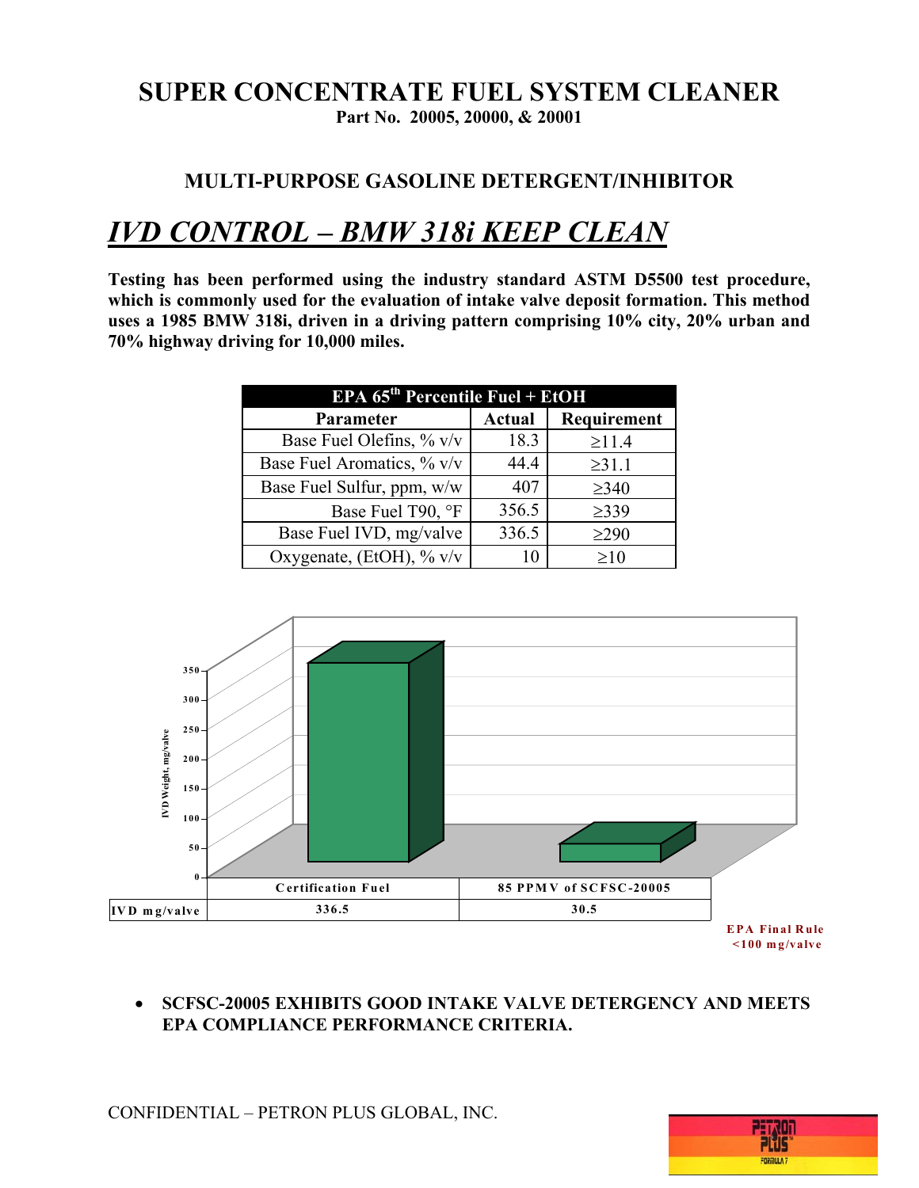# SUPER CONCENTRATE FUEL SYSTEM CLEANER

**Part No. 20005, 20000, & 20001**

## MULTI-PURPOSE GASOLINE DETERGENT/INHIBITOR

## *IVD CONTROL – BMW 318i KEEP CLEAN*

**Testing has been performed using the industry standard ASTM D5500 test procedure, which is commonly used for the evaluation of intake valve deposit formation. This method uses a 1985 BMW 318i, driven in a driving pattern comprising 10% city, 20% urban and 70% highway driving for 10,000 miles.**

| EPA 65th Percentile Fuel + EtOH | | |
|---|---|---|
| **Parameter** | **Actual** | **Requirement** |
| Base Fuel Olefins, % v/v | 18.3 | ≥11.4 |
| Base Fuel Aromatics, % v/v | 44.4 | ≥31.1 |
| Base Fuel Sulfur, ppm, w/w | 407 | ≥340 |
| Base Fuel T90, °F | 356.5 | ≥339 |
| Base Fuel IVD, mg/valve | 336.5 | ≥290 |
| Oxygenate, (EtOH), % v/v | 10 | ≥10 |

| | Certification Fuel | 85 PPMV of SCFSC-20005 |
|---|---|---|
| IVD mg/valve | 336.5 | 30.5 |

EPA Final Rule <100 mg/valve

- **SCFSC-20005 EXHIBITS GOOD INTAKE VALVE DETERGENCY AND MEETS EPA COMPLIANCE PERFORMANCE CRITERIA.**

CONFIDENTIAL – PETRON PLUS GLOBAL, INC.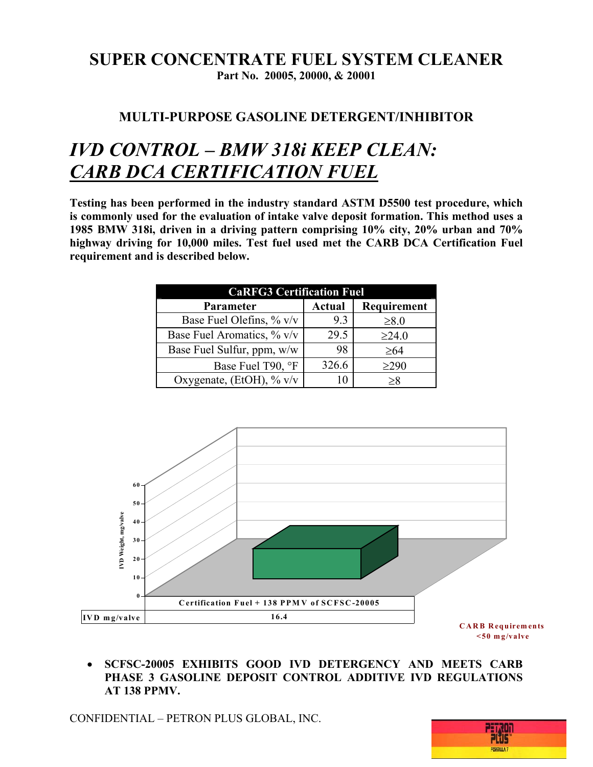# SUPER CONCENTRATE FUEL SYSTEM CLEANER

**Part No. 20005, 20000, & 20001**

## MULTI-PURPOSE GASOLINE DETERGENT/INHIBITOR

## *IVD CONTROL – BMW 318i KEEP CLEAN: CARB DCA CERTIFICATION FUEL*

**Testing has been performed in the industry standard ASTM D5500 test procedure, which is commonly used for the evaluation of intake valve deposit formation. This method uses a 1985 BMW 318i, driven in a driving pattern comprising 10% city, 20% urban and 70% highway driving for 10,000 miles. Test fuel used met the CARB DCA Certification Fuel requirement and is described below.**

| CaRFG3 Certification Fuel | | |
|---|---|---|
| **Parameter** | **Actual** | **Requirement** |
| Base Fuel Olefins, % v/v | 9.3 | ≥8.0 |
| Base Fuel Aromatics, % v/v | 29.5 | ≥24.0 |
| Base Fuel Sulfur, ppm, w/w | 98 | ≥64 |
| Base Fuel T90, °F | 326.6 | ≥290 |
| Oxygenate, (EtOH), % v/v | 10 | ≥8 |

| | Certification Fuel + 138 PPMV of SCFSC-20005 |
|---|---|
| IVD mg/valve | 16.4 |

CARB Requirements <50 mg/valve

- **SCFSC-20005 EXHIBITS GOOD IVD DETERGENCY AND MEETS CARB PHASE 3 GASOLINE DEPOSIT CONTROL ADDITIVE IVD REGULATIONS AT 138 PPMV.**

CONFIDENTIAL – PETRON PLUS GLOBAL, INC.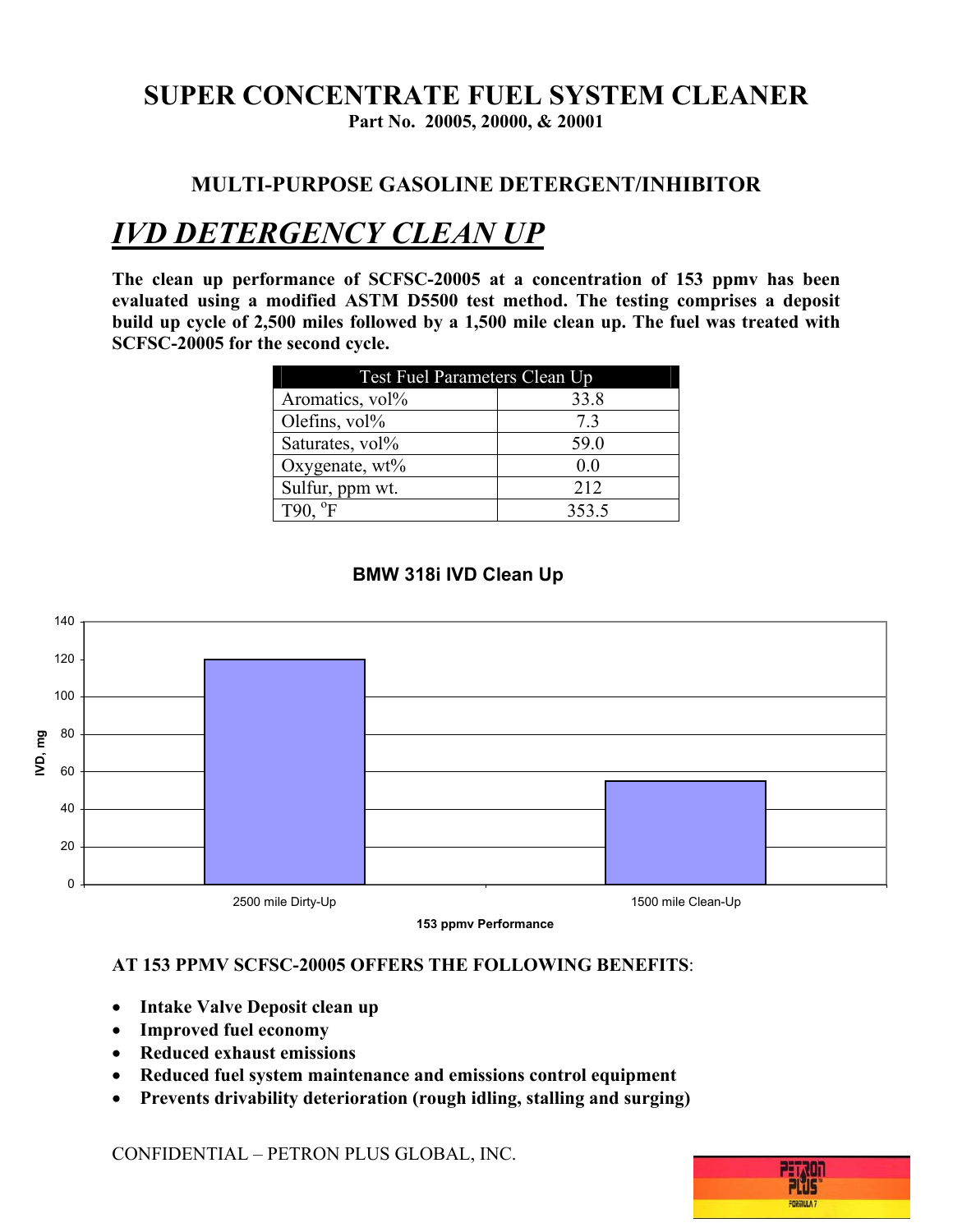# SUPER CONCENTRATE FUEL SYSTEM CLEANER

**Part No. 20005, 20000, & 20001**

## MULTI-PURPOSE GASOLINE DETERGENT/INHIBITOR

# *IVD DETERGENCY CLEAN UP*

**The clean up performance of SCFSC-20005 at a concentration of 153 ppmv has been evaluated using a modified ASTM D5500 test method. The testing comprises a deposit build up cycle of 2,500 miles followed by a 1,500 mile clean up. The fuel was treated with SCFSC-20005 for the second cycle.**

| Test Fuel Parameters Clean Up | |
|---|---|
| Aromatics, vol% | 33.8 |
| Olefins, vol% | 7.3 |
| Saturates, vol% | 59.0 |
| Oxygenate, wt% | 0.0 |
| Sulfur, ppm wt. | 212 |
| T90, $^{o}$F | 353.5 |

**BMW 318i IVD Clean Up**

| 153 ppmv Performance | IVD, mg |
|---|---|
| 2500 mile Dirty-Up | 120 |
| 1500 mile Clean-Up | 55 |

**AT 153 PPMV SCFSC-20005 OFFERS THE FOLLOWING BENEFITS**:

- **Intake Valve Deposit clean up**
- **Improved fuel economy**
- **Reduced exhaust emissions**
- **Reduced fuel system maintenance and emissions control equipment**
- **Prevents drivability deterioration (rough idling, stalling and surging)**

CONFIDENTIAL – PETRON PLUS GLOBAL, INC.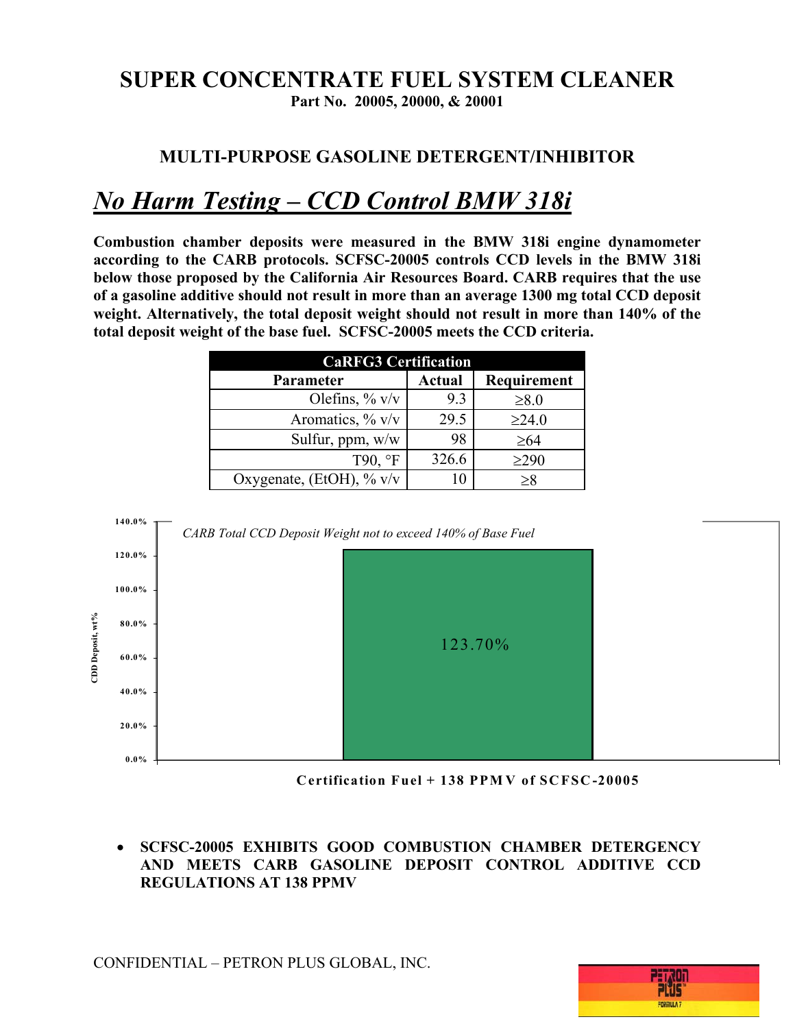# SUPER CONCENTRATE FUEL SYSTEM CLEANER

**Part No. 20005, 20000, & 20001**

## MULTI-PURPOSE GASOLINE DETERGENT/INHIBITOR

## *No Harm Testing – CCD Control BMW 318i*

**Combustion chamber deposits were measured in the BMW 318i engine dynamometer according to the CARB protocols. SCFSC-20005 controls CCD levels in the BMW 318i below those proposed by the California Air Resources Board. CARB requires that the use of a gasoline additive should not result in more than an average 1300 mg total CCD deposit weight. Alternatively, the total deposit weight should not result in more than 140% of the total deposit weight of the base fuel. SCFSC-20005 meets the CCD criteria.**

| CaRFG3 Certification | | |
|---|---|---|
| **Parameter** | **Actual** | **Requirement** |
| Olefins, % v/v | 9.3 | ≥8.0 |
| Aromatics, % v/v | 29.5 | ≥24.0 |
| Sulfur, ppm, w/w | 98 | ≥64 |
| T90, °F | 326.6 | ≥290 |
| Oxygenate, (EtOH), % v/v | 10 | ≥8 |

*CARB Total CCD Deposit Weight not to exceed 140% of Base Fuel*

CDD Deposit, wt%

123.70%

**Certification Fuel + 138 PPMV of SCFSC-20005**

- **SCFSC-20005 EXHIBITS GOOD COMBUSTION CHAMBER DETERGENCY AND MEETS CARB GASOLINE DEPOSIT CONTROL ADDITIVE CCD REGULATIONS AT 138 PPMV**

CONFIDENTIAL – PETRON PLUS GLOBAL, INC.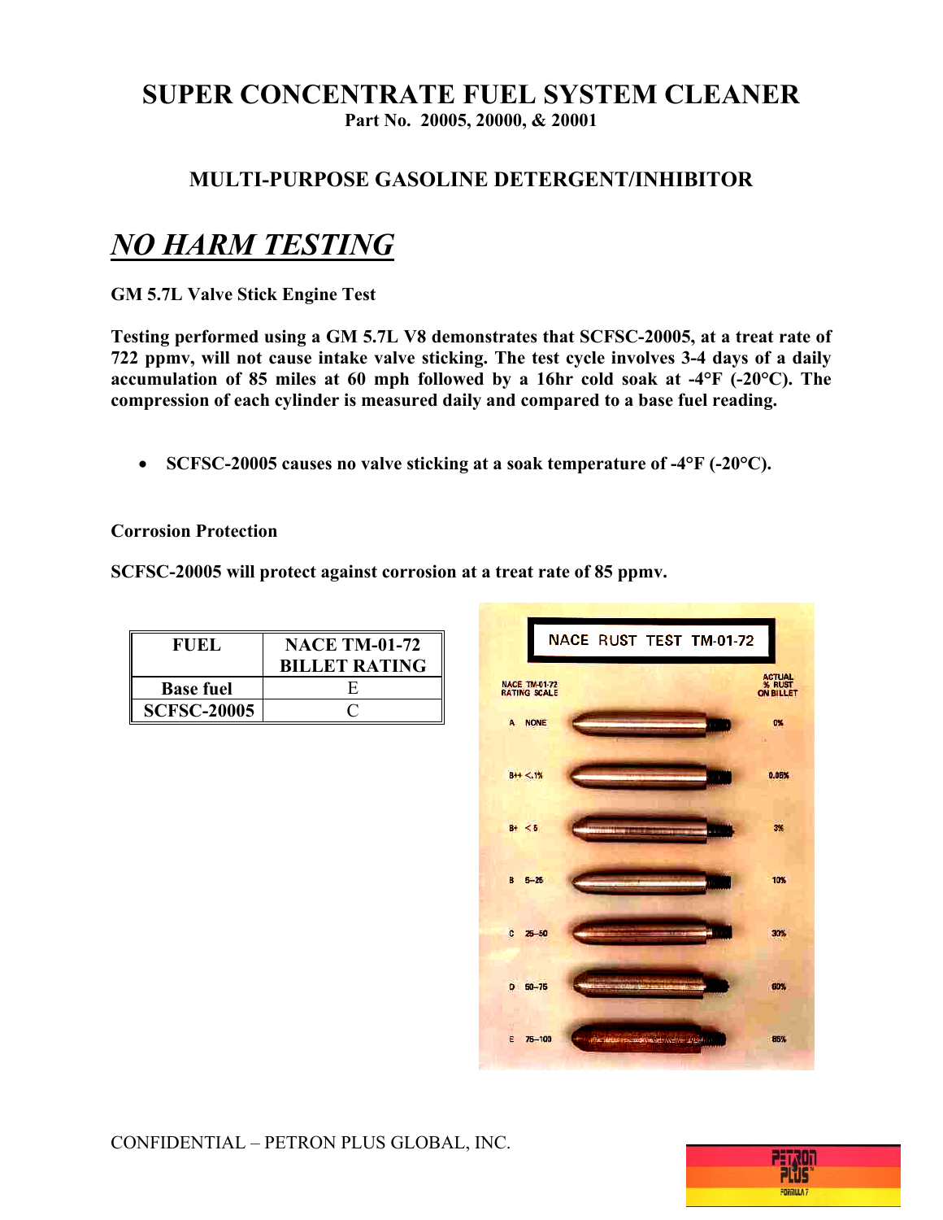# SUPER CONCENTRATE FUEL SYSTEM CLEANER

**Part No. 20005, 20000, & 20001**

## MULTI-PURPOSE GASOLINE DETERGENT/INHIBITOR

## *NO HARM TESTING*

**GM 5.7L Valve Stick Engine Test**

**Testing performed using a GM 5.7L V8 demonstrates that SCFSC-20005, at a treat rate of 722 ppmv, will not cause intake valve sticking. The test cycle involves 3-4 days of a daily accumulation of 85 miles at 60 mph followed by a 16hr cold soak at -4°F (-20°C). The compression of each cylinder is measured daily and compared to a base fuel reading.**

- **SCFSC-20005 causes no valve sticking at a soak temperature of -4°F (-20°C).**

**Corrosion Protection**

**SCFSC-20005 will protect against corrosion at a treat rate of 85 ppmv.**

| FUEL | NACE TM-01-72 BILLET RATING |
|---|---|
| Base fuel | E |
| SCFSC-20005 | C |

NACE RUST TEST TM-01-72

| NACE TM-01-72 RATING SCALE | ACTUAL % RUST ON BILLET |
|---|---|
| A NONE | 0% |
| B++ <.1% | 0.05% |
| B+ < 5 | 3% |
| B 5–25 | 10% |
| C 25–50 | 30% |
| D 50–75 | 60% |
| E 75–100 | 85% |

CONFIDENTIAL – PETRON PLUS GLOBAL, INC.